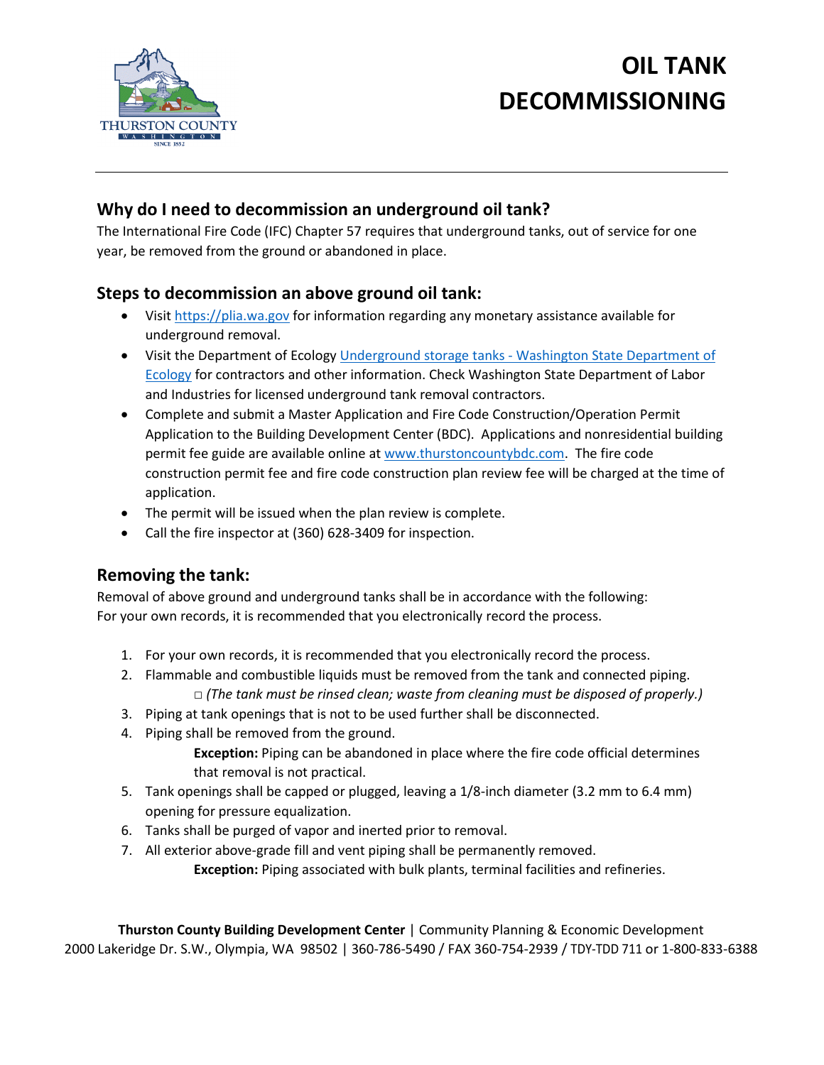# OIL TANK DECOMMISSIONING

## Why do I need to decommission an underground oil tank?

The International Fire Code (IFC) Chapter 57 requires that underground tanks, out of service for one year, be removed from the ground or abandoned in place.

## Steps to decommission an above ground oil tank:

- Visit https://plia.wa.gov for information regarding any monetary assistance available for underground removal.
- Visit the Department of Ecology Underground storage tanks - Washington State Department of Ecology for contractors and other information. Check Washington State Department of Labor and Industries for licensed underground tank removal contractors.
- Complete and submit a Master Application and Fire Code Construction/Operation Permit Application to the Building Development Center (BDC). Applications and nonresidential building permit fee guide are available online at www.thurstoncountybdc.com. The fire code construction permit fee and fire code construction plan review fee will be charged at the time of application.
- The permit will be issued when the plan review is complete.
- Call the fire inspector at (360) 628-3409 for inspection.

## Removing the tank:

Removal of above ground and underground tanks shall be in accordance with the following:
For your own records, it is recommended that you electronically record the process.

1. For your own records, it is recommended that you electronically record the process.
2. Flammable and combustible liquids must be removed from the tank and connected piping.
   □ *(The tank must be rinsed clean; waste from cleaning must be disposed of properly.)*
3. Piping at tank openings that is not to be used further shall be disconnected.
4. Piping shall be removed from the ground.
   **Exception:** Piping can be abandoned in place where the fire code official determines that removal is not practical.
5. Tank openings shall be capped or plugged, leaving a 1/8-inch diameter (3.2 mm to 6.4 mm) opening for pressure equalization.
6. Tanks shall be purged of vapor and inerted prior to removal.
7. All exterior above-grade fill and vent piping shall be permanently removed.
   **Exception:** Piping associated with bulk plants, terminal facilities and refineries.

**Thurston County Building Development Center** | Community Planning & Economic Development
2000 Lakeridge Dr. S.W., Olympia, WA 98502 | 360-786-5490 / FAX 360-754-2939 / TDY-TDD 711 or 1-800-833-6388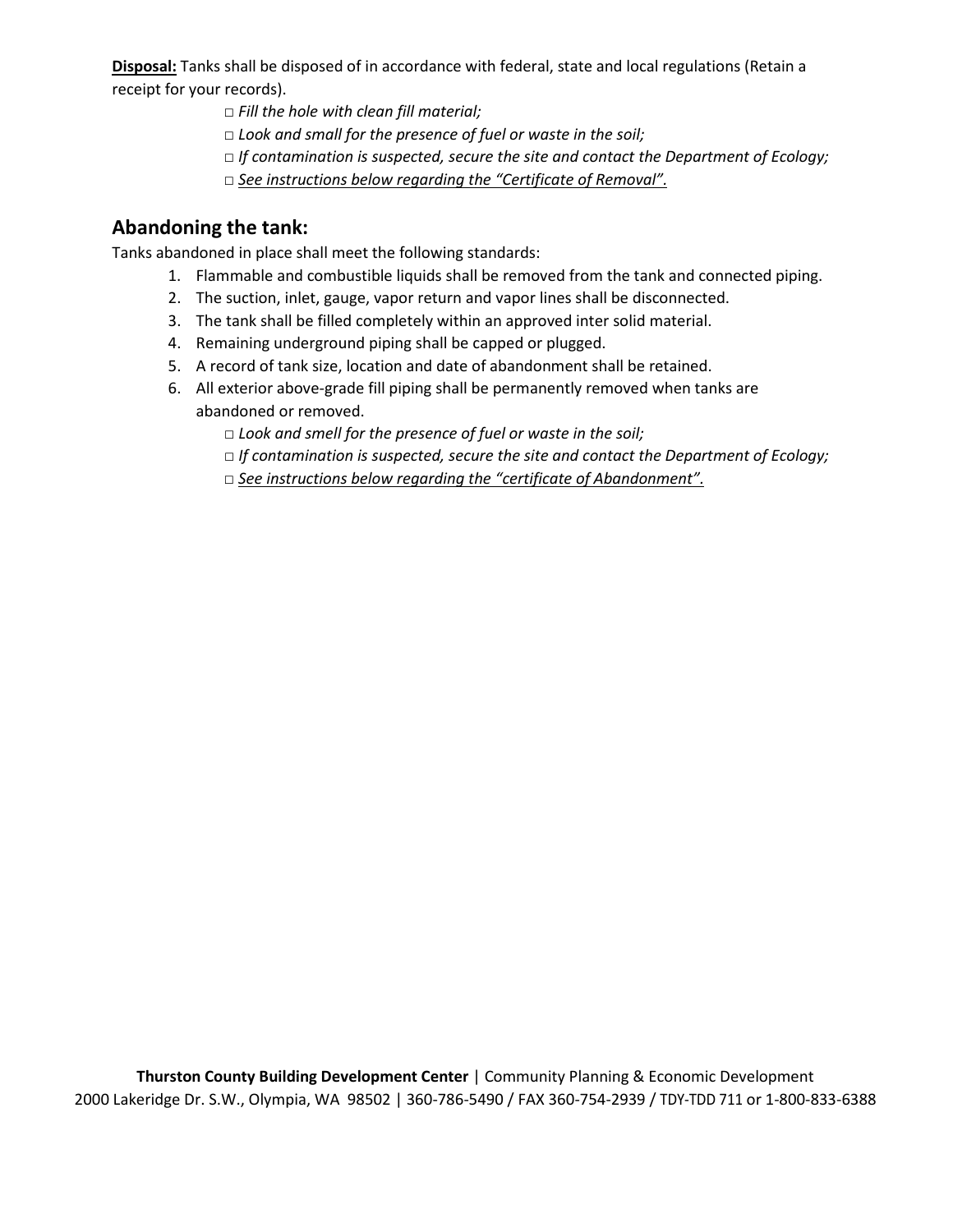**Disposal:** Tanks shall be disposed of in accordance with federal, state and local regulations (Retain a receipt for your records).

- □ *Fill the hole with clean fill material;*
- □ *Look and small for the presence of fuel or waste in the soil;*
- □ *If contamination is suspected, secure the site and contact the Department of Ecology;*
- □ *<u>See instructions below regarding the "Certificate of Removal".</u>*

## Abandoning the tank:

Tanks abandoned in place shall meet the following standards:

1. Flammable and combustible liquids shall be removed from the tank and connected piping.
2. The suction, inlet, gauge, vapor return and vapor lines shall be disconnected.
3. The tank shall be filled completely within an approved inter solid material.
4. Remaining underground piping shall be capped or plugged.
5. A record of tank size, location and date of abandonment shall be retained.
6. All exterior above-grade fill piping shall be permanently removed when tanks are abandoned or removed.
   - □ *Look and smell for the presence of fuel or waste in the soil;*
   - □ *If contamination is suspected, secure the site and contact the Department of Ecology;*
   - □ *<u>See instructions below regarding the "certificate of Abandonment".</u>*

**Thurston County Building Development Center** | Community Planning & Economic Development
2000 Lakeridge Dr. S.W., Olympia, WA 98502 | 360-786-5490 / FAX 360-754-2939 / TDY-TDD 711 or 1-800-833-6388